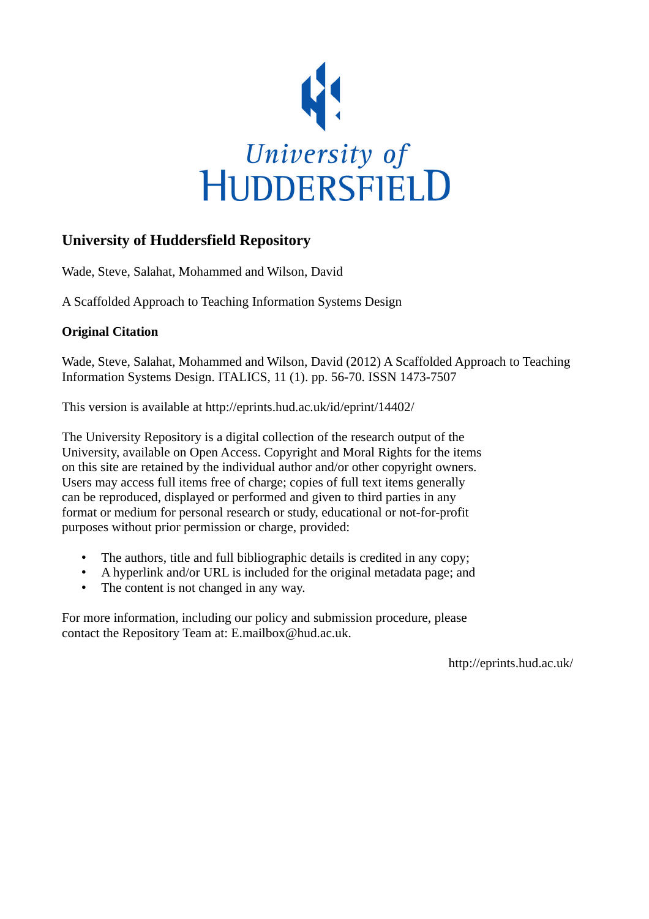University of HUDDERSFIELD

## University of Huddersfield Repository

Wade, Steve, Salahat, Mohammed and Wilson, David

A Scaffolded Approach to Teaching Information Systems Design

### Original Citation

Wade, Steve, Salahat, Mohammed and Wilson, David (2012) A Scaffolded Approach to Teaching Information Systems Design. ITALICS, 11 (1). pp. 56-70. ISSN 1473-7507

This version is available at http://eprints.hud.ac.uk/id/eprint/14402/

The University Repository is a digital collection of the research output of the University, available on Open Access. Copyright and Moral Rights for the items on this site are retained by the individual author and/or other copyright owners. Users may access full items free of charge; copies of full text items generally can be reproduced, displayed or performed and given to third parties in any format or medium for personal research or study, educational or not-for-profit purposes without prior permission or charge, provided:

- The authors, title and full bibliographic details is credited in any copy;
- A hyperlink and/or URL is included for the original metadata page; and
- The content is not changed in any way.

For more information, including our policy and submission procedure, please contact the Repository Team at: E.mailbox@hud.ac.uk.

http://eprints.hud.ac.uk/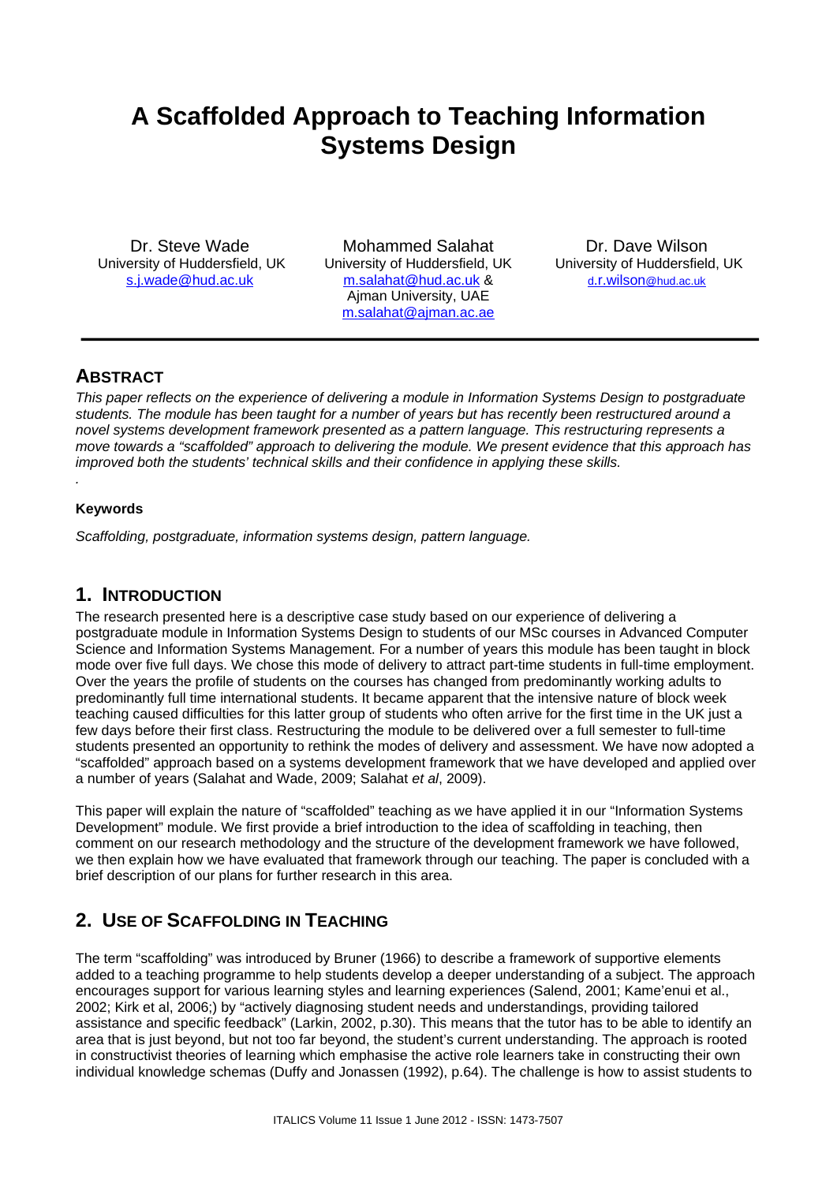# A Scaffolded Approach to Teaching Information Systems Design

Dr. Steve Wade
University of Huddersfield, UK
s.j.wade@hud.ac.uk

Mohammed Salahat
University of Huddersfield, UK
m.salahat@hud.ac.uk &
Ajman University, UAE
m.salahat@ajman.ac.ae

Dr. Dave Wilson
University of Huddersfield, UK
d.r.wilson@hud.ac.uk

---

## ABSTRACT

*This paper reflects on the experience of delivering a module in Information Systems Design to postgraduate students. The module has been taught for a number of years but has recently been restructured around a novel systems development framework presented as a pattern language. This restructuring represents a move towards a "scaffolded" approach to delivering the module. We present evidence that this approach has improved both the students' technical skills and their confidence in applying these skills.*

.

**Keywords**

*Scaffolding, postgraduate, information systems design, pattern language.*

## 1. INTRODUCTION

The research presented here is a descriptive case study based on our experience of delivering a postgraduate module in Information Systems Design to students of our MSc courses in Advanced Computer Science and Information Systems Management. For a number of years this module has been taught in block mode over five full days. We chose this mode of delivery to attract part-time students in full-time employment. Over the years the profile of students on the courses has changed from predominantly working adults to predominantly full time international students. It became apparent that the intensive nature of block week teaching caused difficulties for this latter group of students who often arrive for the first time in the UK just a few days before their first class. Restructuring the module to be delivered over a full semester to full-time students presented an opportunity to rethink the modes of delivery and assessment. We have now adopted a "scaffolded" approach based on a systems development framework that we have developed and applied over a number of years (Salahat and Wade, 2009; Salahat *et al*, 2009).

This paper will explain the nature of "scaffolded" teaching as we have applied it in our "Information Systems Development" module. We first provide a brief introduction to the idea of scaffolding in teaching, then comment on our research methodology and the structure of the development framework we have followed, we then explain how we have evaluated that framework through our teaching. The paper is concluded with a brief description of our plans for further research in this area.

## 2. USE OF SCAFFOLDING IN TEACHING

The term "scaffolding" was introduced by Bruner (1966) to describe a framework of supportive elements added to a teaching programme to help students develop a deeper understanding of a subject. The approach encourages support for various learning styles and learning experiences (Salend, 2001; Kame'enui et al., 2002; Kirk et al, 2006;) by "actively diagnosing student needs and understandings, providing tailored assistance and specific feedback" (Larkin, 2002, p.30). This means that the tutor has to be able to identify an area that is just beyond, but not too far beyond, the student's current understanding. The approach is rooted in constructivist theories of learning which emphasise the active role learners take in constructing their own individual knowledge schemas (Duffy and Jonassen (1992), p.64). The challenge is how to assist students to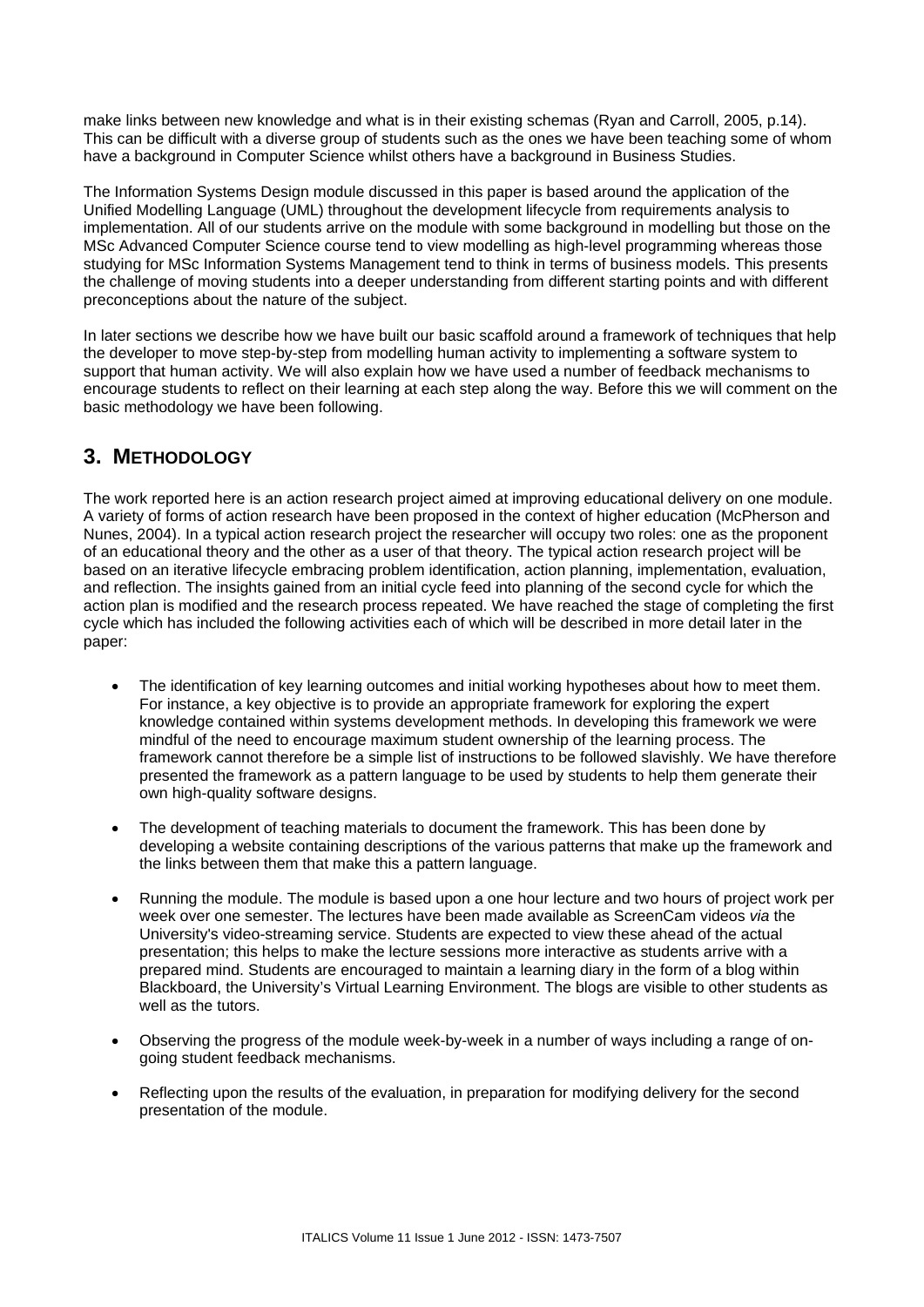make links between new knowledge and what is in their existing schemas (Ryan and Carroll, 2005, p.14). This can be difficult with a diverse group of students such as the ones we have been teaching some of whom have a background in Computer Science whilst others have a background in Business Studies.

The Information Systems Design module discussed in this paper is based around the application of the Unified Modelling Language (UML) throughout the development lifecycle from requirements analysis to implementation. All of our students arrive on the module with some background in modelling but those on the MSc Advanced Computer Science course tend to view modelling as high-level programming whereas those studying for MSc Information Systems Management tend to think in terms of business models. This presents the challenge of moving students into a deeper understanding from different starting points and with different preconceptions about the nature of the subject.

In later sections we describe how we have built our basic scaffold around a framework of techniques that help the developer to move step-by-step from modelling human activity to implementing a software system to support that human activity. We will also explain how we have used a number of feedback mechanisms to encourage students to reflect on their learning at each step along the way. Before this we will comment on the basic methodology we have been following.

## 3. METHODOLOGY

The work reported here is an action research project aimed at improving educational delivery on one module. A variety of forms of action research have been proposed in the context of higher education (McPherson and Nunes, 2004). In a typical action research project the researcher will occupy two roles: one as the proponent of an educational theory and the other as a user of that theory. The typical action research project will be based on an iterative lifecycle embracing problem identification, action planning, implementation, evaluation, and reflection. The insights gained from an initial cycle feed into planning of the second cycle for which the action plan is modified and the research process repeated. We have reached the stage of completing the first cycle which has included the following activities each of which will be described in more detail later in the paper:

- The identification of key learning outcomes and initial working hypotheses about how to meet them. For instance, a key objective is to provide an appropriate framework for exploring the expert knowledge contained within systems development methods. In developing this framework we were mindful of the need to encourage maximum student ownership of the learning process. The framework cannot therefore be a simple list of instructions to be followed slavishly. We have therefore presented the framework as a pattern language to be used by students to help them generate their own high-quality software designs.

- The development of teaching materials to document the framework. This has been done by developing a website containing descriptions of the various patterns that make up the framework and the links between them that make this a pattern language.

- Running the module. The module is based upon a one hour lecture and two hours of project work per week over one semester. The lectures have been made available as ScreenCam videos *via* the University's video-streaming service. Students are expected to view these ahead of the actual presentation; this helps to make the lecture sessions more interactive as students arrive with a prepared mind. Students are encouraged to maintain a learning diary in the form of a blog within Blackboard, the University's Virtual Learning Environment. The blogs are visible to other students as well as the tutors.

- Observing the progress of the module week-by-week in a number of ways including a range of on-going student feedback mechanisms.

- Reflecting upon the results of the evaluation, in preparation for modifying delivery for the second presentation of the module.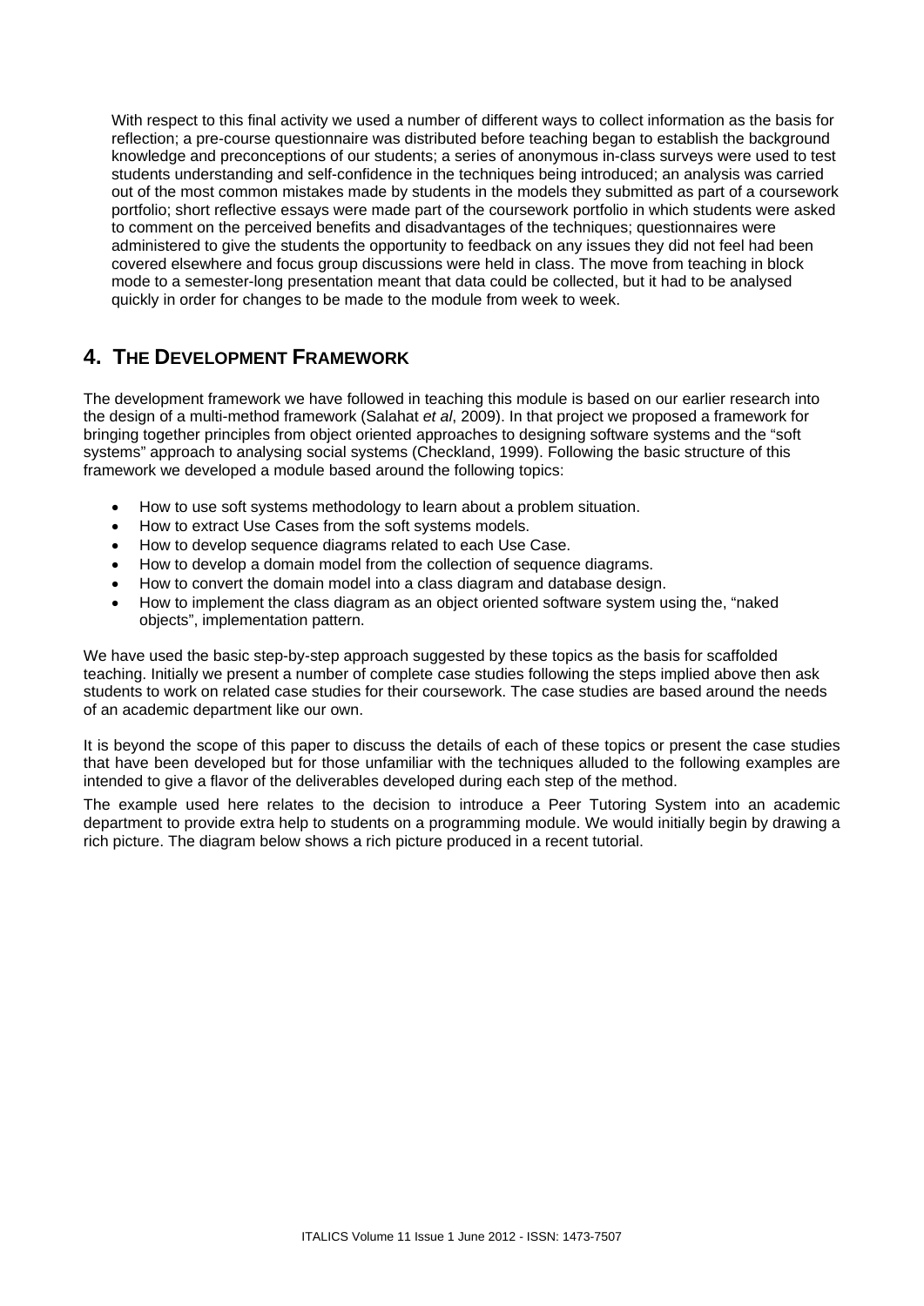With respect to this final activity we used a number of different ways to collect information as the basis for reflection; a pre-course questionnaire was distributed before teaching began to establish the background knowledge and preconceptions of our students; a series of anonymous in-class surveys were used to test students understanding and self-confidence in the techniques being introduced; an analysis was carried out of the most common mistakes made by students in the models they submitted as part of a coursework portfolio; short reflective essays were made part of the coursework portfolio in which students were asked to comment on the perceived benefits and disadvantages of the techniques; questionnaires were administered to give the students the opportunity to feedback on any issues they did not feel had been covered elsewhere and focus group discussions were held in class. The move from teaching in block mode to a semester-long presentation meant that data could be collected, but it had to be analysed quickly in order for changes to be made to the module from week to week.

## 4. THE DEVELOPMENT FRAMEWORK

The development framework we have followed in teaching this module is based on our earlier research into the design of a multi-method framework (Salahat *et al*, 2009). In that project we proposed a framework for bringing together principles from object oriented approaches to designing software systems and the "soft systems" approach to analysing social systems (Checkland, 1999). Following the basic structure of this framework we developed a module based around the following topics:

- How to use soft systems methodology to learn about a problem situation.
- How to extract Use Cases from the soft systems models.
- How to develop sequence diagrams related to each Use Case.
- How to develop a domain model from the collection of sequence diagrams.
- How to convert the domain model into a class diagram and database design.
- How to implement the class diagram as an object oriented software system using the, "naked objects", implementation pattern.

We have used the basic step-by-step approach suggested by these topics as the basis for scaffolded teaching. Initially we present a number of complete case studies following the steps implied above then ask students to work on related case studies for their coursework. The case studies are based around the needs of an academic department like our own.

It is beyond the scope of this paper to discuss the details of each of these topics or present the case studies that have been developed but for those unfamiliar with the techniques alluded to the following examples are intended to give a flavor of the deliverables developed during each step of the method.

The example used here relates to the decision to introduce a Peer Tutoring System into an academic department to provide extra help to students on a programming module. We would initially begin by drawing a rich picture. The diagram below shows a rich picture produced in a recent tutorial.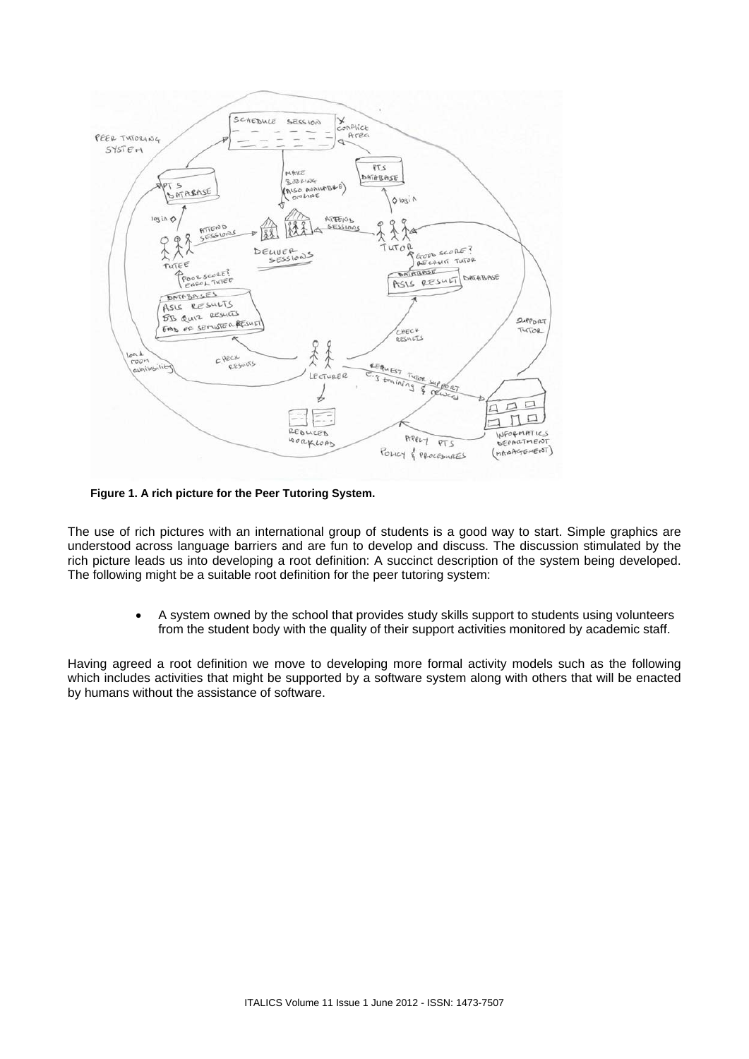**Figure 1. A rich picture for the Peer Tutoring System.**

The use of rich pictures with an international group of students is a good way to start. Simple graphics are understood across language barriers and are fun to develop and discuss. The discussion stimulated by the rich picture leads us into developing a root definition: A succinct description of the system being developed. The following might be a suitable root definition for the peer tutoring system:

- A system owned by the school that provides study skills support to students using volunteers from the student body with the quality of their support activities monitored by academic staff.

Having agreed a root definition we move to developing more formal activity models such as the following which includes activities that might be supported by a software system along with others that will be enacted by humans without the assistance of software.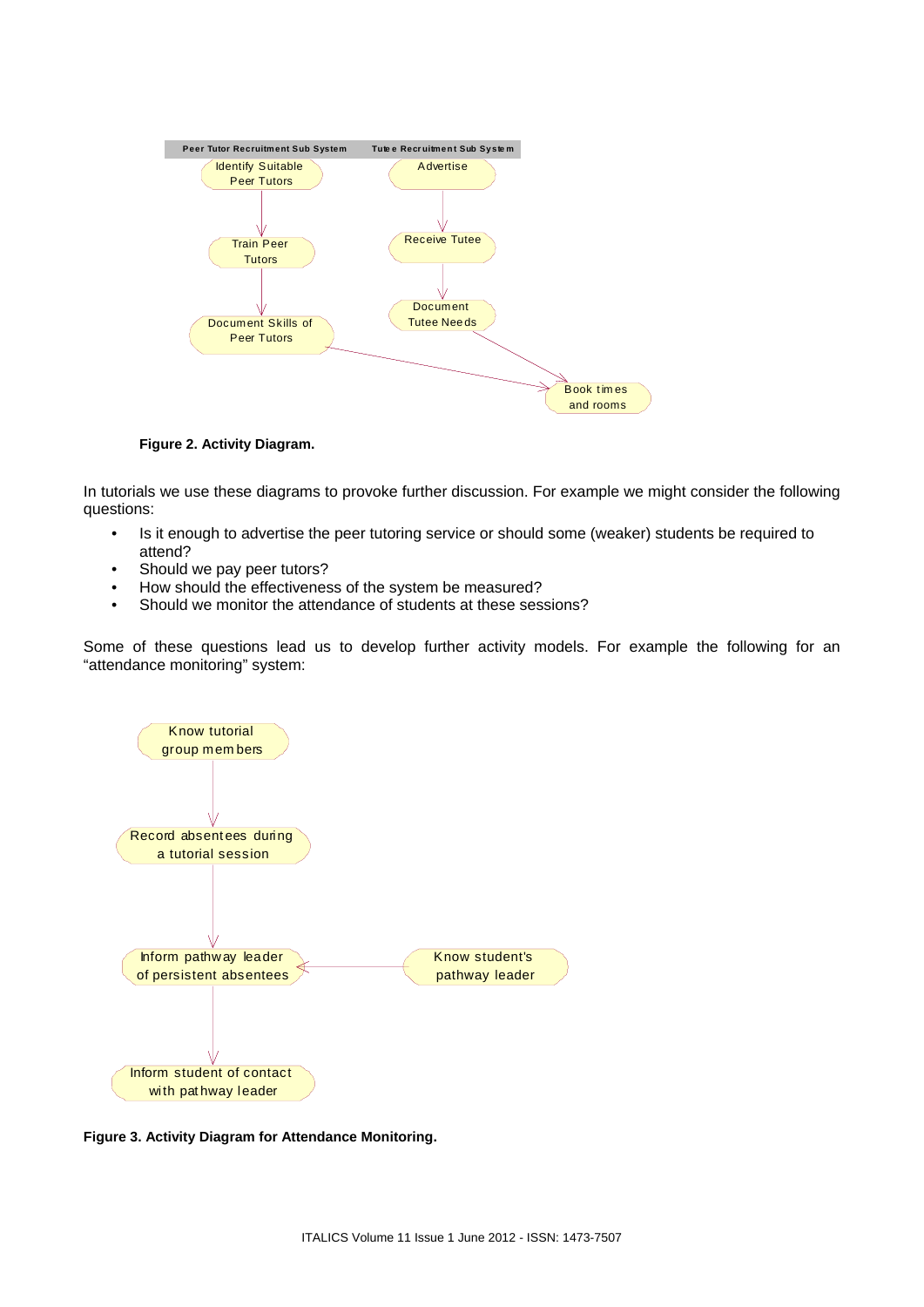Peer Tutor Recruitment Sub System | Tutee Recruitment Sub System

Identify Suitable Peer Tutors → Train Peer Tutors → Document Skills of Peer Tutors → Book times and rooms

Advertise → Receive Tutee → Document Tutee Needs → Book times and rooms

**Figure 2. Activity Diagram.**

In tutorials we use these diagrams to provoke further discussion. For example we might consider the following questions:

- Is it enough to advertise the peer tutoring service or should some (weaker) students be required to attend?
- Should we pay peer tutors?
- How should the effectiveness of the system be measured?
- Should we monitor the attendance of students at these sessions?

Some of these questions lead us to develop further activity models. For example the following for an "attendance monitoring" system:

Know tutorial group members → Record absentees during a tutorial session → Inform pathway leader of persistent absentees → Inform student of contact with pathway leader

Know student's pathway leader → Inform pathway leader of persistent absentees

**Figure 3. Activity Diagram for Attendance Monitoring.**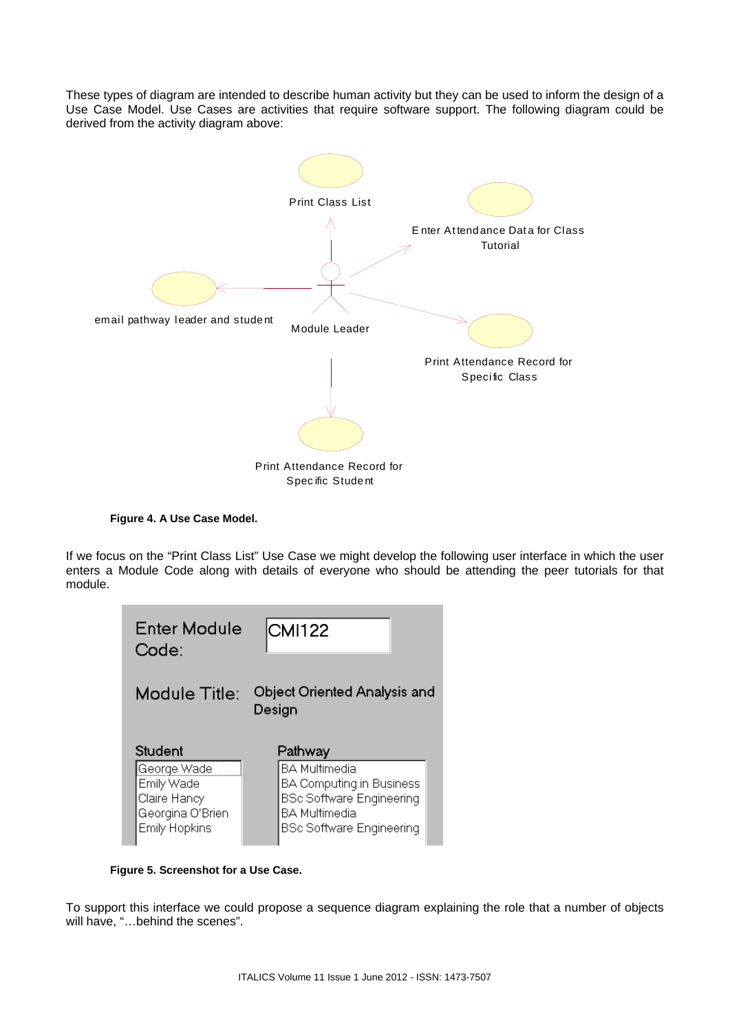These types of diagram are intended to describe human activity but they can be used to inform the design of a Use Case Model. Use Cases are activities that require software support. The following diagram could be derived from the activity diagram above:

**Figure 4. A Use Case Model.**

If we focus on the "Print Class List" Use Case we might develop the following user interface in which the user enters a Module Code along with details of everyone who should be attending the peer tutorials for that module.

**Figure 5. Screenshot for a Use Case.**

To support this interface we could propose a sequence diagram explaining the role that a number of objects will have, "…behind the scenes".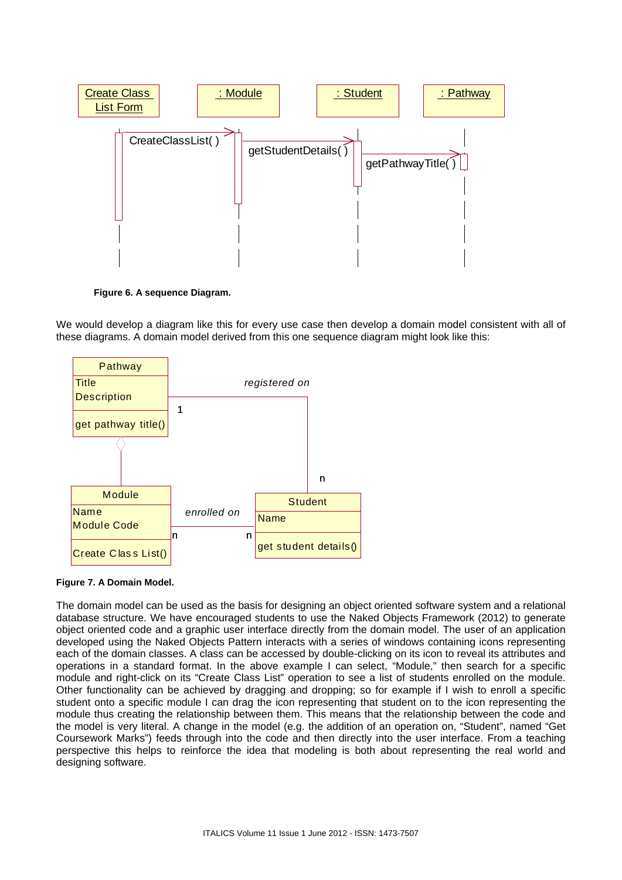**Figure 6. A sequence Diagram.**

We would develop a diagram like this for every use case then develop a domain model consistent with all of these diagrams. A domain model derived from this one sequence diagram might look like this:

**Figure 7. A Domain Model.**

The domain model can be used as the basis for designing an object oriented software system and a relational database structure. We have encouraged students to use the Naked Objects Framework (2012) to generate object oriented code and a graphic user interface directly from the domain model. The user of an application developed using the Naked Objects Pattern interacts with a series of windows containing icons representing each of the domain classes. A class can be accessed by double-clicking on its icon to reveal its attributes and operations in a standard format. In the above example I can select, "Module," then search for a specific module and right-click on its "Create Class List" operation to see a list of students enrolled on the module. Other functionality can be achieved by dragging and dropping; so for example if I wish to enroll a specific student onto a specific module I can drag the icon representing that student on to the icon representing the module thus creating the relationship between them. This means that the relationship between the code and the model is very literal. A change in the model (e.g. the addition of an operation on, "Student", named "Get Coursework Marks") feeds through into the code and then directly into the user interface. From a teaching perspective this helps to reinforce the idea that modeling is both about representing the real world and designing software.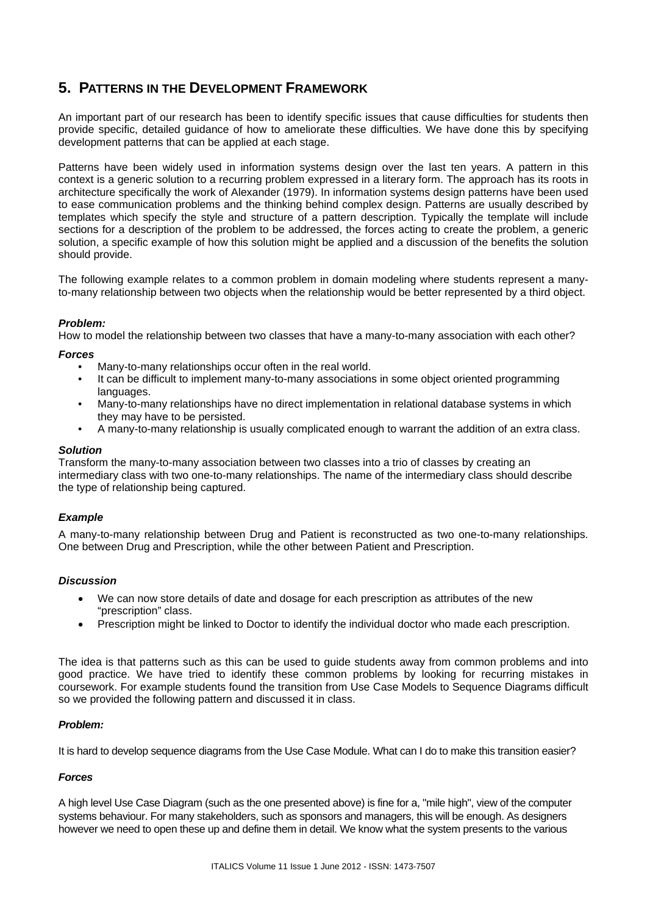## 5. Patterns in the Development Framework

An important part of our research has been to identify specific issues that cause difficulties for students then provide specific, detailed guidance of how to ameliorate these difficulties. We have done this by specifying development patterns that can be applied at each stage.

Patterns have been widely used in information systems design over the last ten years. A pattern in this context is a generic solution to a recurring problem expressed in a literary form. The approach has its roots in architecture specifically the work of Alexander (1979). In information systems design patterns have been used to ease communication problems and the thinking behind complex design. Patterns are usually described by templates which specify the style and structure of a pattern description. Typically the template will include sections for a description of the problem to be addressed, the forces acting to create the problem, a generic solution, a specific example of how this solution might be applied and a discussion of the benefits the solution should provide.

The following example relates to a common problem in domain modeling where students represent a many-to-many relationship between two objects when the relationship would be better represented by a third object.

***Problem:***

How to model the relationship between two classes that have a many-to-many association with each other?

***Forces***

- Many-to-many relationships occur often in the real world.
- It can be difficult to implement many-to-many associations in some object oriented programming languages.
- Many-to-many relationships have no direct implementation in relational database systems in which they may have to be persisted.
- A many-to-many relationship is usually complicated enough to warrant the addition of an extra class.

***Solution***

Transform the many-to-many association between two classes into a trio of classes by creating an intermediary class with two one-to-many relationships. The name of the intermediary class should describe the type of relationship being captured.

***Example***

A many-to-many relationship between Drug and Patient is reconstructed as two one-to-many relationships. One between Drug and Prescription, while the other between Patient and Prescription.

***Discussion***

- We can now store details of date and dosage for each prescription as attributes of the new "prescription" class.
- Prescription might be linked to Doctor to identify the individual doctor who made each prescription.

The idea is that patterns such as this can be used to guide students away from common problems and into good practice. We have tried to identify these common problems by looking for recurring mistakes in coursework. For example students found the transition from Use Case Models to Sequence Diagrams difficult so we provided the following pattern and discussed it in class.

***Problem:***

It is hard to develop sequence diagrams from the Use Case Module. What can I do to make this transition easier?

***Forces***

A high level Use Case Diagram (such as the one presented above) is fine for a, "mile high", view of the computer systems behaviour. For many stakeholders, such as sponsors and managers, this will be enough. As designers however we need to open these up and define them in detail. We know what the system presents to the various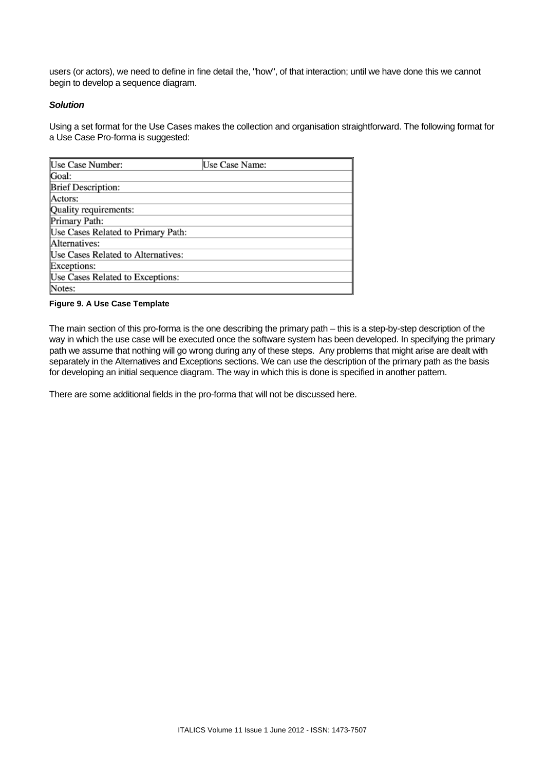users (or actors), we need to define in fine detail the, "how", of that interaction; until we have done this we cannot begin to develop a sequence diagram.

***Solution***

Using a set format for the Use Cases makes the collection and organisation straightforward. The following format for a Use Case Pro-forma is suggested:

| Use Case Number: | Use Case Name: |
|---|---|
| Goal: | |
| Brief Description: | |
| Actors: | |
| Quality requirements: | |
| Primary Path: | |
| Use Cases Related to Primary Path: | |
| Alternatives: | |
| Use Cases Related to Alternatives: | |
| Exceptions: | |
| Use Cases Related to Exceptions: | |
| Notes: | |

**Figure 9. A Use Case Template**

The main section of this pro-forma is the one describing the primary path – this is a step-by-step description of the way in which the use case will be executed once the software system has been developed. In specifying the primary path we assume that nothing will go wrong during any of these steps. Any problems that might arise are dealt with separately in the Alternatives and Exceptions sections. We can use the description of the primary path as the basis for developing an initial sequence diagram. The way in which this is done is specified in another pattern.

There are some additional fields in the pro-forma that will not be discussed here.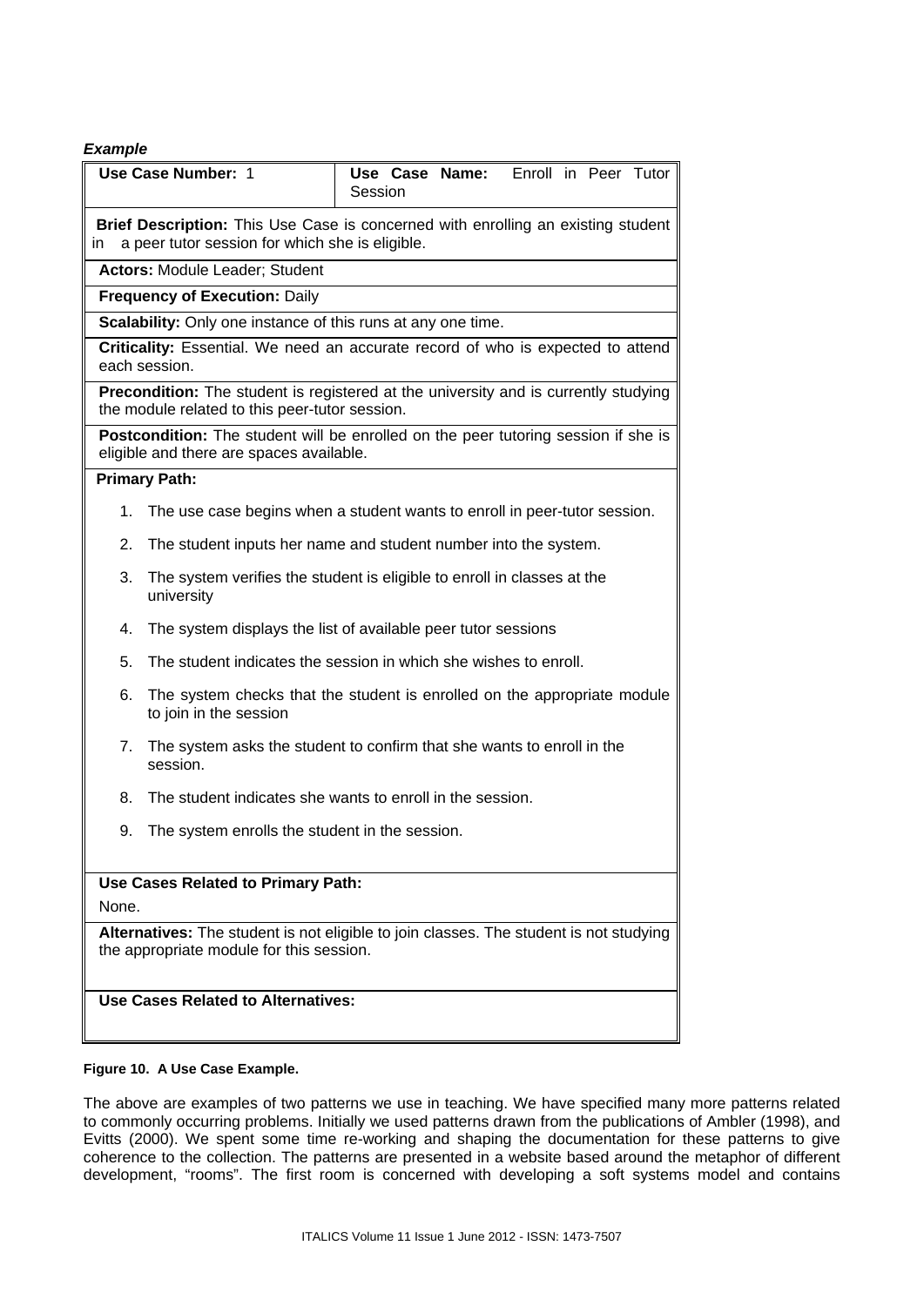***Example***

| **Use Case Number:** 1 | **Use Case Name:** Enroll in Peer Tutor Session |
|---|---|
| **Brief Description:** This Use Case is concerned with enrolling an existing student in a peer tutor session for which she is eligible. | |
| **Actors:** Module Leader; Student | |
| **Frequency of Execution:** Daily | |
| **Scalability:** Only one instance of this runs at any one time. | |
| **Criticality:** Essential. We need an accurate record of who is expected to attend each session. | |
| **Precondition:** The student is registered at the university and is currently studying the module related to this peer-tutor session. | |
| **Postcondition:** The student will be enrolled on the peer tutoring session if she is eligible and there are spaces available. | |
| **Primary Path:**<br>1. The use case begins when a student wants to enroll in peer-tutor session.<br>2. The student inputs her name and student number into the system.<br>3. The system verifies the student is eligible to enroll in classes at the university<br>4. The system displays the list of available peer tutor sessions<br>5. The student indicates the session in which she wishes to enroll.<br>6. The system checks that the student is enrolled on the appropriate module to join in the session<br>7. The system asks the student to confirm that she wants to enroll in the session.<br>8. The student indicates she wants to enroll in the session.<br>9. The system enrolls the student in the session. | |
| **Use Cases Related to Primary Path:**<br>None. | |
| **Alternatives:** The student is not eligible to join classes. The student is not studying the appropriate module for this session. | |
| **Use Cases Related to Alternatives:** | |

**Figure 10. A Use Case Example.**

The above are examples of two patterns we use in teaching. We have specified many more patterns related to commonly occurring problems. Initially we used patterns drawn from the publications of Ambler (1998), and Evitts (2000). We spent some time re-working and shaping the documentation for these patterns to give coherence to the collection. The patterns are presented in a website based around the metaphor of different development, "rooms". The first room is concerned with developing a soft systems model and contains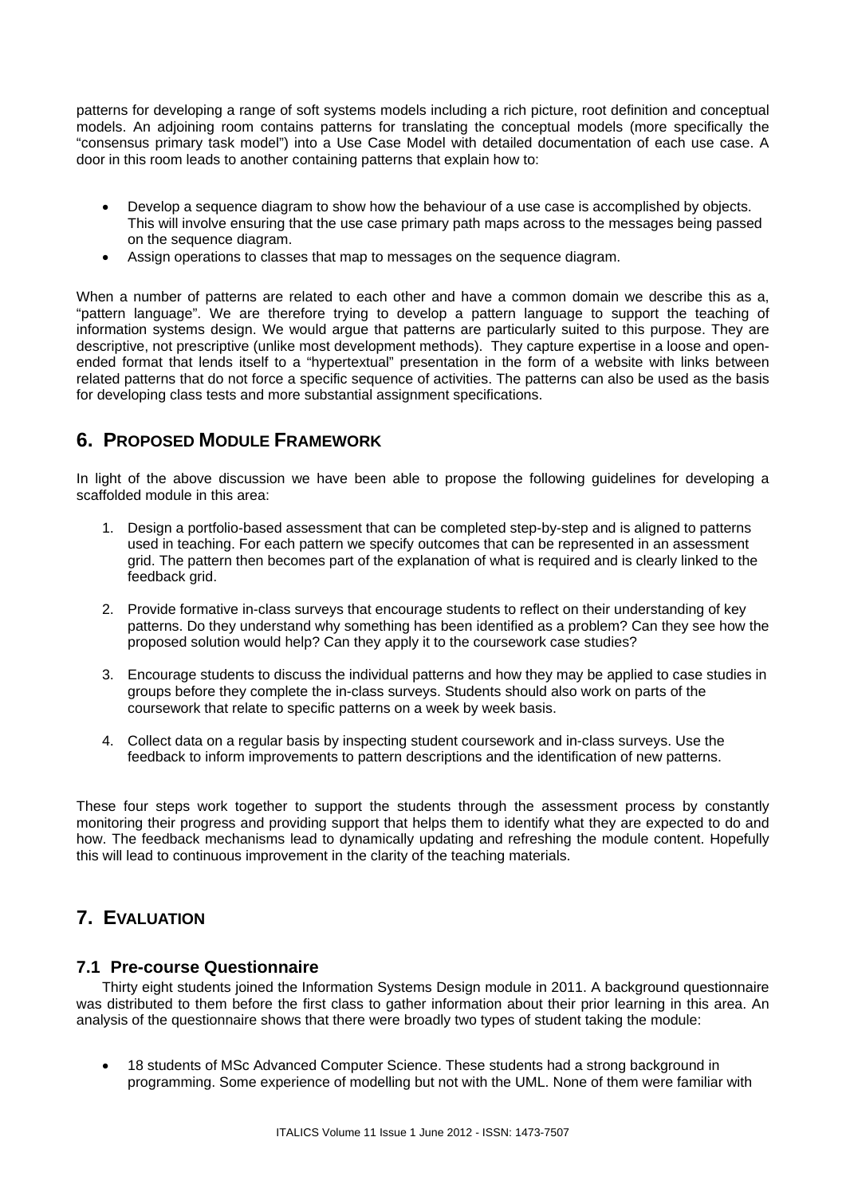patterns for developing a range of soft systems models including a rich picture, root definition and conceptual models. An adjoining room contains patterns for translating the conceptual models (more specifically the "consensus primary task model") into a Use Case Model with detailed documentation of each use case. A door in this room leads to another containing patterns that explain how to:

- Develop a sequence diagram to show how the behaviour of a use case is accomplished by objects. This will involve ensuring that the use case primary path maps across to the messages being passed on the sequence diagram.
- Assign operations to classes that map to messages on the sequence diagram.

When a number of patterns are related to each other and have a common domain we describe this as a, "pattern language". We are therefore trying to develop a pattern language to support the teaching of information systems design. We would argue that patterns are particularly suited to this purpose. They are descriptive, not prescriptive (unlike most development methods). They capture expertise in a loose and open-ended format that lends itself to a "hypertextual" presentation in the form of a website with links between related patterns that do not force a specific sequence of activities. The patterns can also be used as the basis for developing class tests and more substantial assignment specifications.

## 6. PROPOSED MODULE FRAMEWORK

In light of the above discussion we have been able to propose the following guidelines for developing a scaffolded module in this area:

1. Design a portfolio-based assessment that can be completed step-by-step and is aligned to patterns used in teaching. For each pattern we specify outcomes that can be represented in an assessment grid. The pattern then becomes part of the explanation of what is required and is clearly linked to the feedback grid.

2. Provide formative in-class surveys that encourage students to reflect on their understanding of key patterns. Do they understand why something has been identified as a problem? Can they see how the proposed solution would help? Can they apply it to the coursework case studies?

3. Encourage students to discuss the individual patterns and how they may be applied to case studies in groups before they complete the in-class surveys. Students should also work on parts of the coursework that relate to specific patterns on a week by week basis.

4. Collect data on a regular basis by inspecting student coursework and in-class surveys. Use the feedback to inform improvements to pattern descriptions and the identification of new patterns.

These four steps work together to support the students through the assessment process by constantly monitoring their progress and providing support that helps them to identify what they are expected to do and how. The feedback mechanisms lead to dynamically updating and refreshing the module content. Hopefully this will lead to continuous improvement in the clarity of the teaching materials.

## 7. EVALUATION

### 7.1 Pre-course Questionnaire

Thirty eight students joined the Information Systems Design module in 2011. A background questionnaire was distributed to them before the first class to gather information about their prior learning in this area. An analysis of the questionnaire shows that there were broadly two types of student taking the module:

- 18 students of MSc Advanced Computer Science. These students had a strong background in programming. Some experience of modelling but not with the UML. None of them were familiar with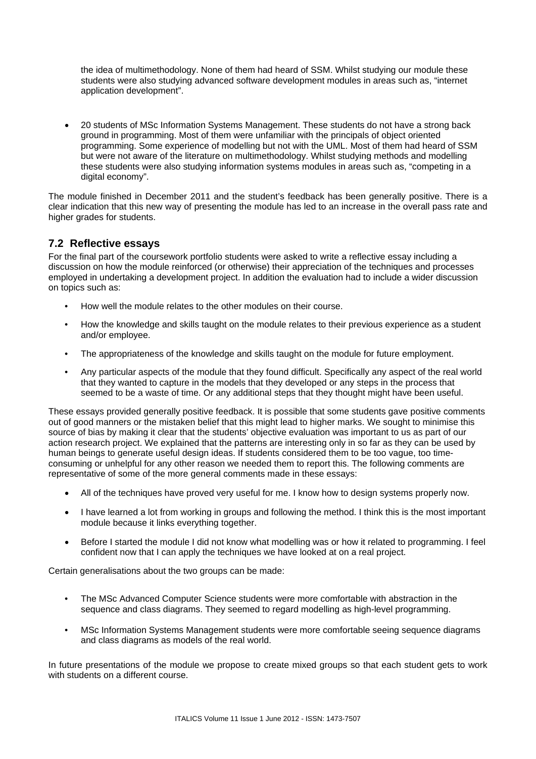the idea of multimethodology. None of them had heard of SSM. Whilst studying our module these students were also studying advanced software development modules in areas such as, "internet application development".

- 20 students of MSc Information Systems Management. These students do not have a strong back ground in programming. Most of them were unfamiliar with the principals of object oriented programming. Some experience of modelling but not with the UML. Most of them had heard of SSM but were not aware of the literature on multimethodology. Whilst studying methods and modelling these students were also studying information systems modules in areas such as, "competing in a digital economy".

The module finished in December 2011 and the student's feedback has been generally positive. There is a clear indication that this new way of presenting the module has led to an increase in the overall pass rate and higher grades for students.

## 7.2 Reflective essays

For the final part of the coursework portfolio students were asked to write a reflective essay including a discussion on how the module reinforced (or otherwise) their appreciation of the techniques and processes employed in undertaking a development project. In addition the evaluation had to include a wider discussion on topics such as:

- How well the module relates to the other modules on their course.
- How the knowledge and skills taught on the module relates to their previous experience as a student and/or employee.
- The appropriateness of the knowledge and skills taught on the module for future employment.
- Any particular aspects of the module that they found difficult. Specifically any aspect of the real world that they wanted to capture in the models that they developed or any steps in the process that seemed to be a waste of time. Or any additional steps that they thought might have been useful.

These essays provided generally positive feedback. It is possible that some students gave positive comments out of good manners or the mistaken belief that this might lead to higher marks. We sought to minimise this source of bias by making it clear that the students' objective evaluation was important to us as part of our action research project. We explained that the patterns are interesting only in so far as they can be used by human beings to generate useful design ideas. If students considered them to be too vague, too time-consuming or unhelpful for any other reason we needed them to report this. The following comments are representative of some of the more general comments made in these essays:

- All of the techniques have proved very useful for me. I know how to design systems properly now.
- I have learned a lot from working in groups and following the method. I think this is the most important module because it links everything together.
- Before I started the module I did not know what modelling was or how it related to programming. I feel confident now that I can apply the techniques we have looked at on a real project.

Certain generalisations about the two groups can be made:

- The MSc Advanced Computer Science students were more comfortable with abstraction in the sequence and class diagrams. They seemed to regard modelling as high-level programming.
- MSc Information Systems Management students were more comfortable seeing sequence diagrams and class diagrams as models of the real world.

In future presentations of the module we propose to create mixed groups so that each student gets to work with students on a different course.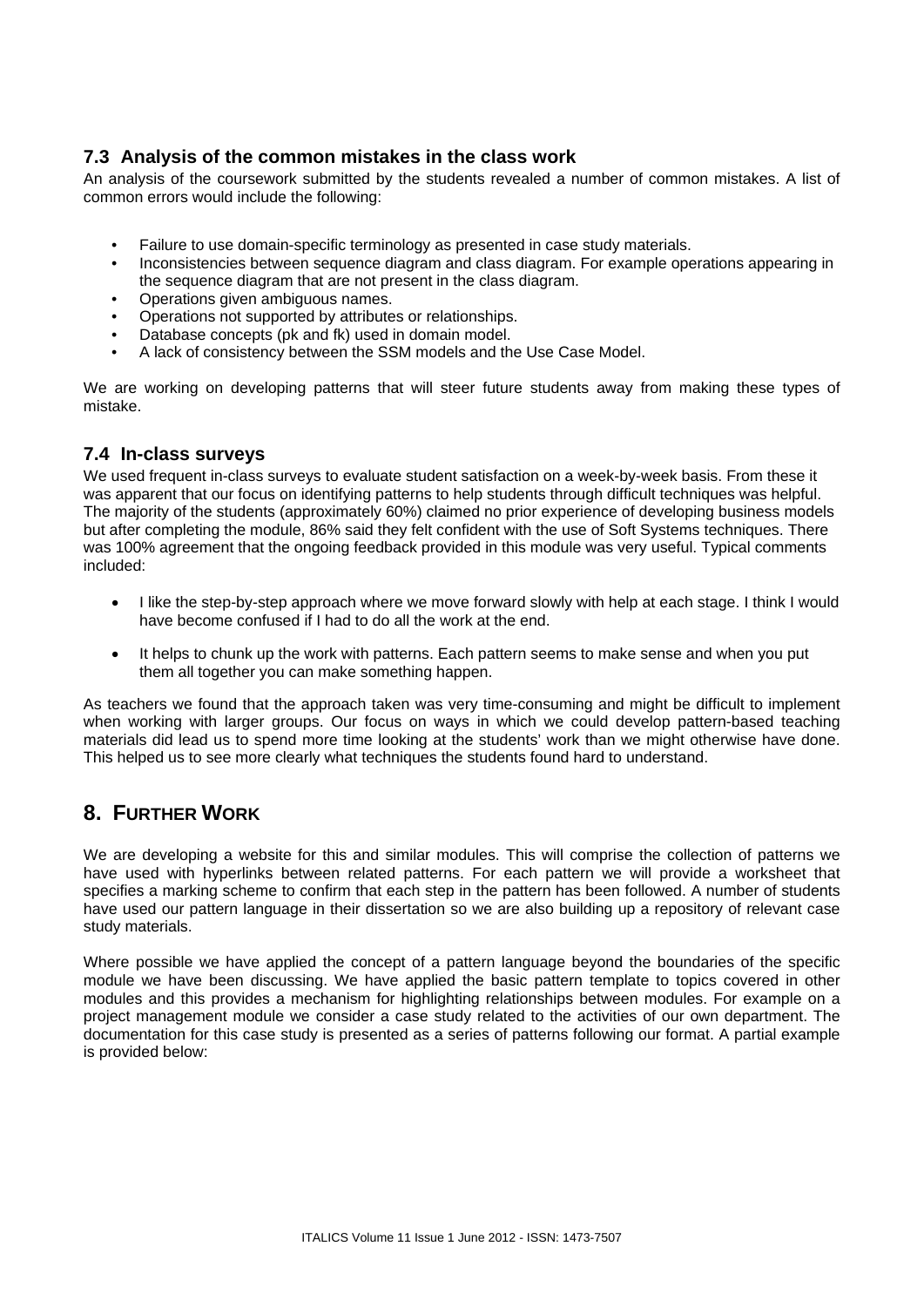### 7.3 Analysis of the common mistakes in the class work

An analysis of the coursework submitted by the students revealed a number of common mistakes. A list of common errors would include the following:

- Failure to use domain-specific terminology as presented in case study materials.
- Inconsistencies between sequence diagram and class diagram. For example operations appearing in the sequence diagram that are not present in the class diagram.
- Operations given ambiguous names.
- Operations not supported by attributes or relationships.
- Database concepts (pk and fk) used in domain model.
- A lack of consistency between the SSM models and the Use Case Model.

We are working on developing patterns that will steer future students away from making these types of mistake.

### 7.4 In-class surveys

We used frequent in-class surveys to evaluate student satisfaction on a week-by-week basis. From these it was apparent that our focus on identifying patterns to help students through difficult techniques was helpful. The majority of the students (approximately 60%) claimed no prior experience of developing business models but after completing the module, 86% said they felt confident with the use of Soft Systems techniques. There was 100% agreement that the ongoing feedback provided in this module was very useful. Typical comments included:

- I like the step-by-step approach where we move forward slowly with help at each stage. I think I would have become confused if I had to do all the work at the end.
- It helps to chunk up the work with patterns. Each pattern seems to make sense and when you put them all together you can make something happen.

As teachers we found that the approach taken was very time-consuming and might be difficult to implement when working with larger groups. Our focus on ways in which we could develop pattern-based teaching materials did lead us to spend more time looking at the students' work than we might otherwise have done. This helped us to see more clearly what techniques the students found hard to understand.

## 8. FURTHER WORK

We are developing a website for this and similar modules. This will comprise the collection of patterns we have used with hyperlinks between related patterns. For each pattern we will provide a worksheet that specifies a marking scheme to confirm that each step in the pattern has been followed. A number of students have used our pattern language in their dissertation so we are also building up a repository of relevant case study materials.

Where possible we have applied the concept of a pattern language beyond the boundaries of the specific module we have been discussing. We have applied the basic pattern template to topics covered in other modules and this provides a mechanism for highlighting relationships between modules. For example on a project management module we consider a case study related to the activities of our own department. The documentation for this case study is presented as a series of patterns following our format. A partial example is provided below: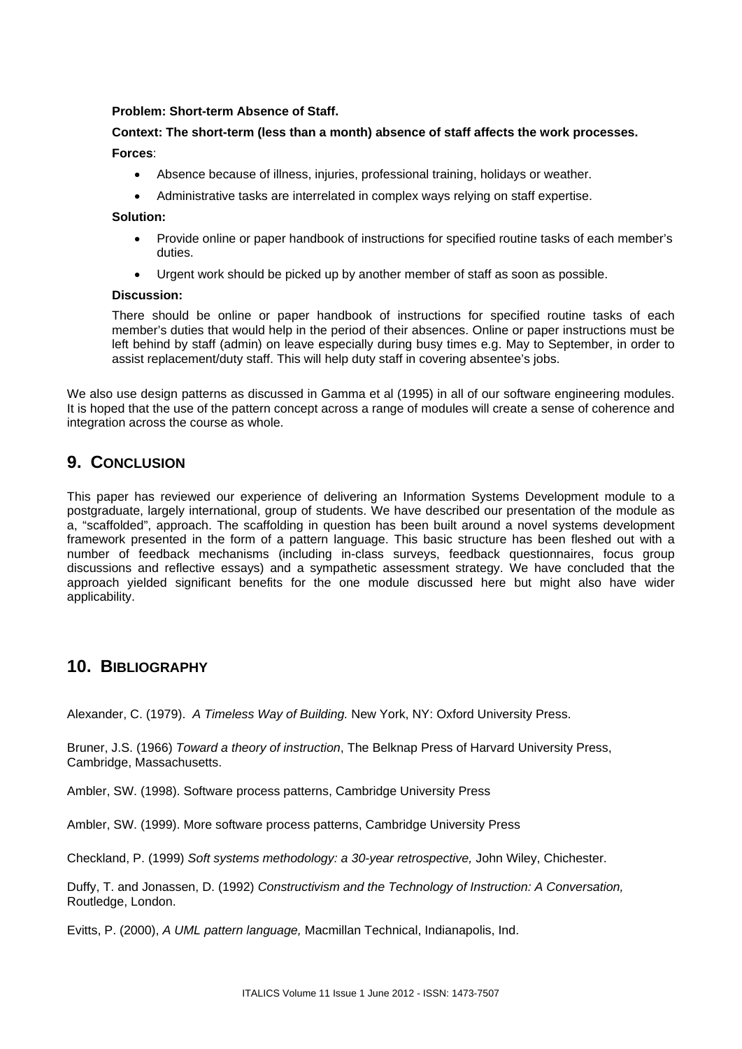**Problem: Short-term Absence of Staff.**

**Context: The short-term (less than a month) absence of staff affects the work processes.**

**Forces**:

- Absence because of illness, injuries, professional training, holidays or weather.
- Administrative tasks are interrelated in complex ways relying on staff expertise.

**Solution:**

- Provide online or paper handbook of instructions for specified routine tasks of each member's duties.
- Urgent work should be picked up by another member of staff as soon as possible.

**Discussion:**

There should be online or paper handbook of instructions for specified routine tasks of each member's duties that would help in the period of their absences. Online or paper instructions must be left behind by staff (admin) on leave especially during busy times e.g. May to September, in order to assist replacement/duty staff. This will help duty staff in covering absentee's jobs.

We also use design patterns as discussed in Gamma et al (1995) in all of our software engineering modules. It is hoped that the use of the pattern concept across a range of modules will create a sense of coherence and integration across the course as whole.

## 9. CONCLUSION

This paper has reviewed our experience of delivering an Information Systems Development module to a postgraduate, largely international, group of students. We have described our presentation of the module as a, "scaffolded", approach. The scaffolding in question has been built around a novel systems development framework presented in the form of a pattern language. This basic structure has been fleshed out with a number of feedback mechanisms (including in-class surveys, feedback questionnaires, focus group discussions and reflective essays) and a sympathetic assessment strategy. We have concluded that the approach yielded significant benefits for the one module discussed here but might also have wider applicability.

## 10. BIBLIOGRAPHY

Alexander, C. (1979). *A Timeless Way of Building.* New York, NY: Oxford University Press.

Bruner, J.S. (1966) *Toward a theory of instruction*, The Belknap Press of Harvard University Press, Cambridge, Massachusetts.

Ambler, SW. (1998). Software process patterns, Cambridge University Press

Ambler, SW. (1999). More software process patterns, Cambridge University Press

Checkland, P. (1999) *Soft systems methodology: a 30-year retrospective,* John Wiley, Chichester.

Duffy, T. and Jonassen, D. (1992) *Constructivism and the Technology of Instruction: A Conversation,* Routledge, London.

Evitts, P. (2000), *A UML pattern language,* Macmillan Technical, Indianapolis, Ind.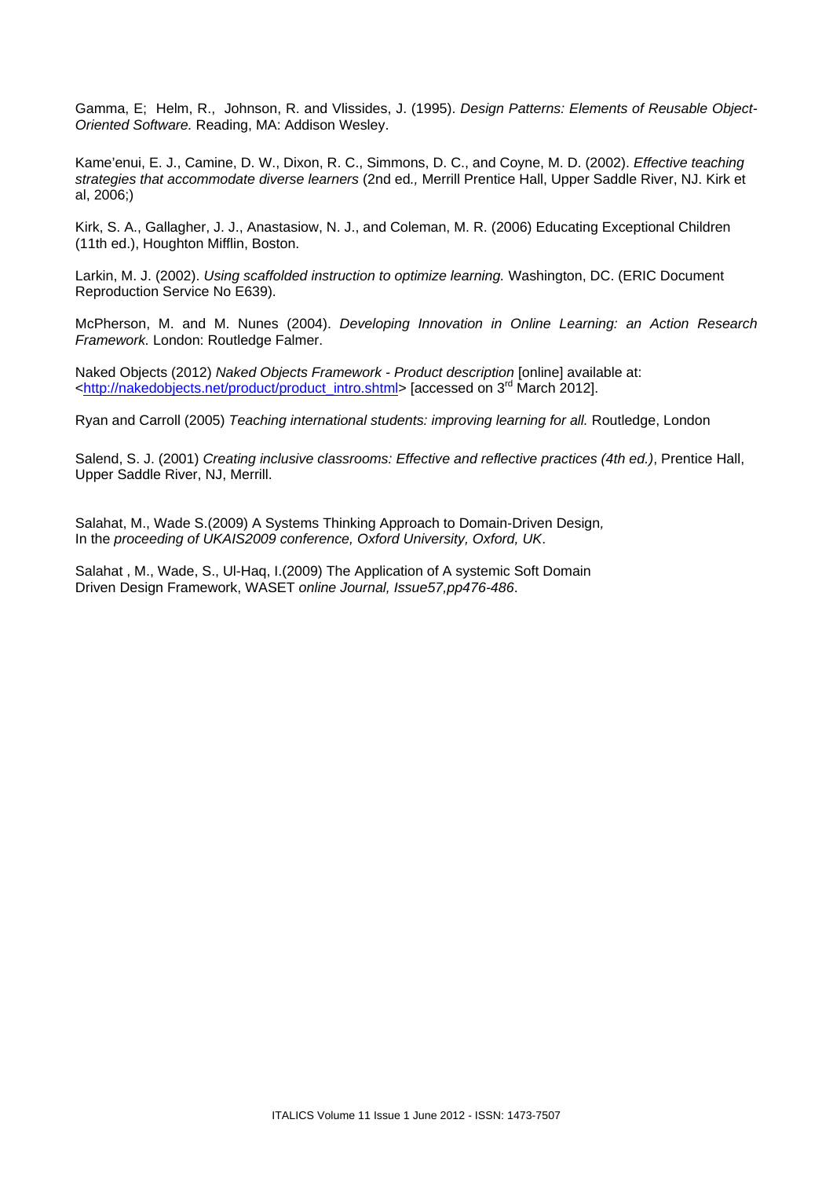Gamma, E; Helm, R., Johnson, R. and Vlissides, J. (1995). *Design Patterns: Elements of Reusable Object-Oriented Software.* Reading, MA: Addison Wesley.

Kame'enui, E. J., Camine, D. W., Dixon, R. C., Simmons, D. C., and Coyne, M. D. (2002). *Effective teaching strategies that accommodate diverse learners* (2nd ed*.,* Merrill Prentice Hall, Upper Saddle River, NJ. Kirk et al, 2006;)

Kirk, S. A., Gallagher, J. J., Anastasiow, N. J., and Coleman, M. R. (2006) Educating Exceptional Children (11th ed.), Houghton Mifflin, Boston.

Larkin, M. J. (2002). *Using scaffolded instruction to optimize learning.* Washington, DC. (ERIC Document Reproduction Service No E639).

McPherson, M. and M. Nunes (2004). *Developing Innovation in Online Learning: an Action Research Framework.* London: Routledge Falmer.

Naked Objects (2012) *Naked Objects Framework - Product description* [online] available at: <http://nakedobjects.net/product/product_intro.shtml> [accessed on 3rd March 2012].

Ryan and Carroll (2005) *Teaching international students: improving learning for all.* Routledge, London

Salend, S. J. (2001) *Creating inclusive classrooms: Effective and reflective practices (4th ed.)*, Prentice Hall, Upper Saddle River, NJ, Merrill.

Salahat, M., Wade S.(2009) A Systems Thinking Approach to Domain-Driven Design, In the *proceeding of UKAIS2009 conference, Oxford University, Oxford, UK*.

Salahat , M., Wade, S., Ul-Haq, I.(2009) The Application of A systemic Soft Domain Driven Design Framework, WASET *online Journal, Issue57,pp476-486*.